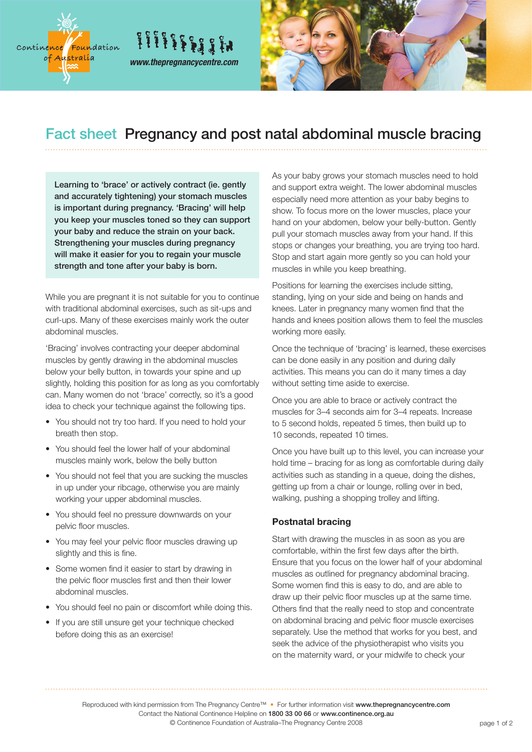# Fact sheet Pregnancy and post natal abdominal muscle bracing

**Learning to 'brace' or actively contract (ie. gently and accurately tightening) your stomach muscles is important during pregnancy. 'Bracing' will help you keep your muscles toned so they can support your baby and reduce the strain on your back. Strengthening your muscles during pregnancy will make it easier for you to regain your muscle strength and tone after your baby is born.**

While you are pregnant it is not suitable for you to continue with traditional abdominal exercises, such as sit-ups and curl-ups. Many of these exercises mainly work the outer abdominal muscles.

'Bracing' involves contracting your deeper abdominal muscles by gently drawing in the abdominal muscles below your belly button, in towards your spine and up slightly, holding this position for as long as you comfortably can. Many women do not 'brace' correctly, so it's a good idea to check your technique against the following tips.

- You should not try too hard. If you need to hold your breath then stop.
- You should feel the lower half of your abdominal muscles mainly work, below the belly button
- You should not feel that you are sucking the muscles in up under your ribcage, otherwise you are mainly working your upper abdominal muscles.
- You should feel no pressure downwards on your pelvic floor muscles.
- You may feel your pelvic floor muscles drawing up slightly and this is fine.
- Some women find it easier to start by drawing in the pelvic floor muscles first and then their lower abdominal muscles.
- You should feel no pain or discomfort while doing this.
- If you are still unsure get your technique checked before doing this as an exercise!

As your baby grows your stomach muscles need to hold and support extra weight. The lower abdominal muscles especially need more attention as your baby begins to show. To focus more on the lower muscles, place your hand on your abdomen, below your belly-button. Gently pull your stomach muscles away from your hand. If this stops or changes your breathing, you are trying too hard. Stop and start again more gently so you can hold your muscles in while you keep breathing.

Positions for learning the exercises include sitting, standing, lying on your side and being on hands and knees. Later in pregnancy many women find that the hands and knees position allows them to feel the muscles working more easily.

Once the technique of 'bracing' is learned, these exercises can be done easily in any position and during daily activities. This means you can do it many times a day without setting time aside to exercise.

Once you are able to brace or actively contract the muscles for 3–4 seconds aim for 3–4 repeats. Increase to 5 second holds, repeated 5 times, then build up to 10 seconds, repeated 10 times.

Once you have built up to this level, you can increase your hold time – bracing for as long as comfortable during daily activities such as standing in a queue, doing the dishes, getting up from a chair or lounge, rolling over in bed, walking, pushing a shopping trolley and lifting.

## Postnatal bracing

Start with drawing the muscles in as soon as you are comfortable, within the first few days after the birth. Ensure that you focus on the lower half of your abdominal muscles as outlined for pregnancy abdominal bracing. Some women find this is easy to do, and are able to draw up their pelvic floor muscles up at the same time. Others find that the really need to stop and concentrate on abdominal bracing and pelvic floor muscle exercises separately. Use the method that works for you best, and seek the advice of the physiotherapist who visits you on the maternity ward, or your midwife to check your

Reproduced with kind permission from The Pregnancy Centre™ • For further information visit **www.thepregnancycentre.com**
Contact the National Continence Helpline on **1800 33 00 66** or **www.continence.org.au**
© Continence Foundation of Australia–The Pregnancy Centre 2008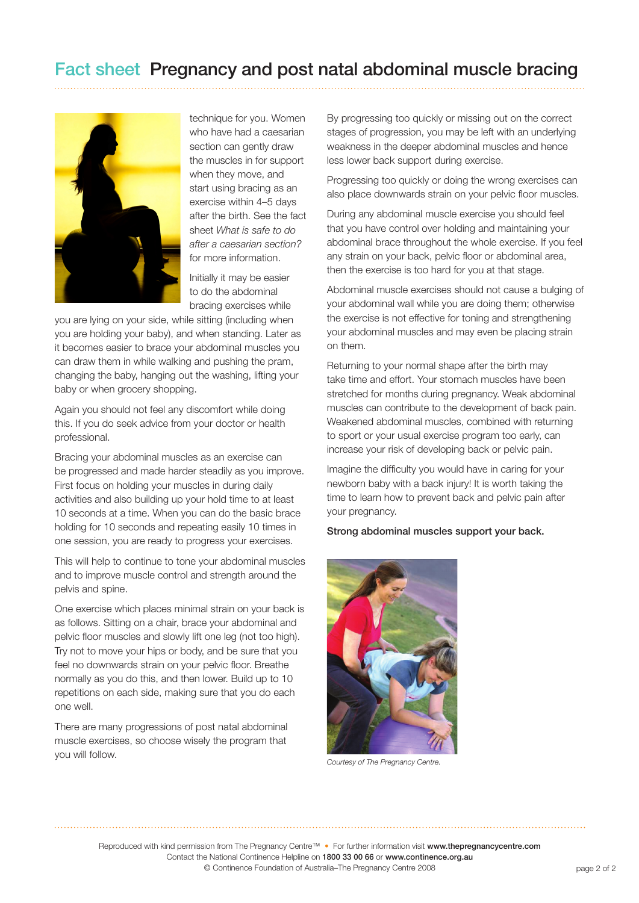# Fact sheet Pregnancy and post natal abdominal muscle bracing

technique for you. Women who have had a caesarian section can gently draw the muscles in for support when they move, and start using bracing as an exercise within 4–5 days after the birth. See the fact sheet *What is safe to do after a caesarian section?* for more information.

Initially it may be easier to do the abdominal bracing exercises while you are lying on your side, while sitting (including when you are holding your baby), and when standing. Later as it becomes easier to brace your abdominal muscles you can draw them in while walking and pushing the pram, changing the baby, hanging out the washing, lifting your baby or when grocery shopping.

Again you should not feel any discomfort while doing this. If you do seek advice from your doctor or health professional.

Bracing your abdominal muscles as an exercise can be progressed and made harder steadily as you improve. First focus on holding your muscles in during daily activities and also building up your hold time to at least 10 seconds at a time. When you can do the basic brace holding for 10 seconds and repeating easily 10 times in one session, you are ready to progress your exercises.

This will help to continue to tone your abdominal muscles and to improve muscle control and strength around the pelvis and spine.

One exercise which places minimal strain on your back is as follows. Sitting on a chair, brace your abdominal and pelvic floor muscles and slowly lift one leg (not too high). Try not to move your hips or body, and be sure that you feel no downwards strain on your pelvic floor. Breathe normally as you do this, and then lower. Build up to 10 repetitions on each side, making sure that you do each one well.

There are many progressions of post natal abdominal muscle exercises, so choose wisely the program that you will follow.

By progressing too quickly or missing out on the correct stages of progression, you may be left with an underlying weakness in the deeper abdominal muscles and hence less lower back support during exercise.

Progressing too quickly or doing the wrong exercises can also place downwards strain on your pelvic floor muscles.

During any abdominal muscle exercise you should feel that you have control over holding and maintaining your abdominal brace throughout the whole exercise. If you feel any strain on your back, pelvic floor or abdominal area, then the exercise is too hard for you at that stage.

Abdominal muscle exercises should not cause a bulging of your abdominal wall while you are doing them; otherwise the exercise is not effective for toning and strengthening your abdominal muscles and may even be placing strain on them.

Returning to your normal shape after the birth may take time and effort. Your stomach muscles have been stretched for months during pregnancy. Weak abdominal muscles can contribute to the development of back pain. Weakened abdominal muscles, combined with returning to sport or your usual exercise program too early, can increase your risk of developing back or pelvic pain.

Imagine the difficulty you would have in caring for your newborn baby with a back injury! It is worth taking the time to learn how to prevent back and pelvic pain after your pregnancy.

**Strong abdominal muscles support your back.**

*Courtesy of The Pregnancy Centre.*

Reproduced with kind permission from The Pregnancy Centre™ • For further information visit **www.thepregnancycentre.com**
Contact the National Continence Helpline on **1800 33 00 66** or **www.continence.org.au**
© Continence Foundation of Australia–The Pregnancy Centre 2008